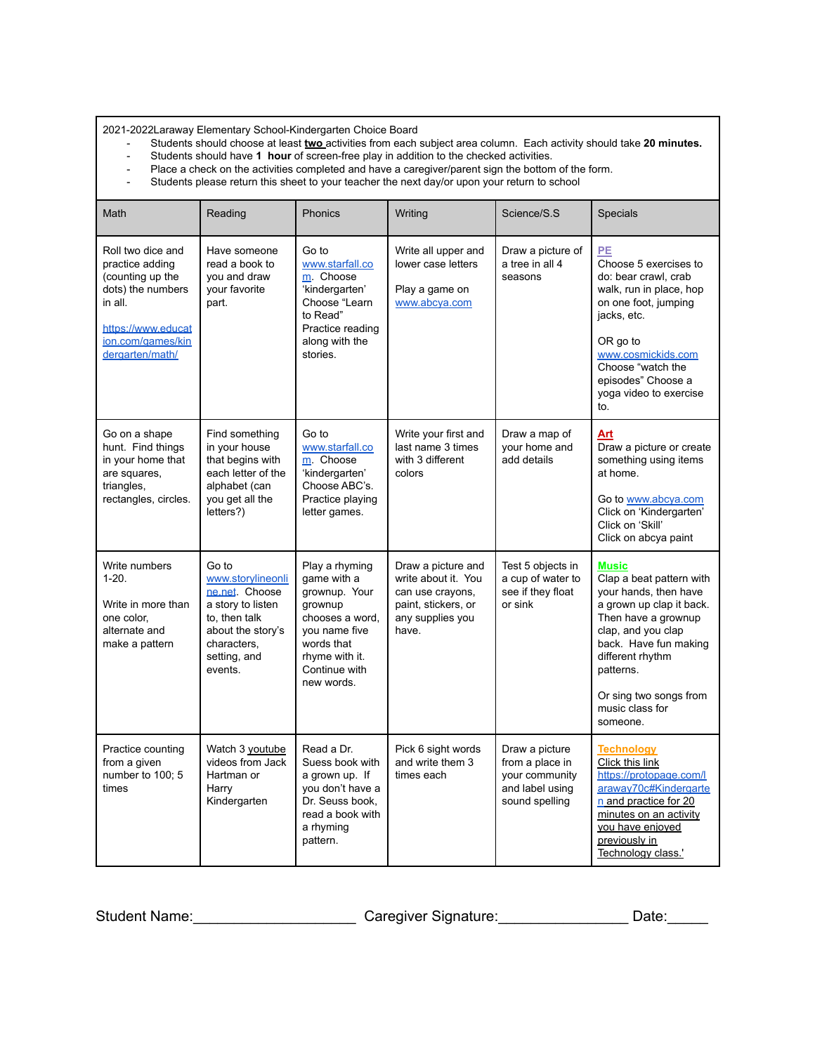2021-2022Laraway Elementary School-Kindergarten Choice Board

- Students should choose at least **two** activities from each subject area column. Each activity should take **20 minutes.**
- Students should have **1 hour** of screen-free play in addition to the checked activities.
- Place a check on the activities completed and have a caregiver/parent sign the bottom of the form.
- Students please return this sheet to your teacher the next day/or upon your return to school

| Math | Reading | Phonics | Writing | Science/S.S | Specials |
|---|---|---|---|---|---|
| Roll two dice and practice adding (counting up the dots) the numbers in all.<br><br>https://www.education.com/games/kindergarten/math/ | Have someone read a book to you and draw your favorite part. | Go to www.starfall.com. Choose 'kindergarten' Choose "Learn to Read" Practice reading along with the stories. | Write all upper and lower case letters<br><br>Play a game on www.abcya.com | Draw a picture of a tree in all 4 seasons | **PE**<br>Choose 5 exercises to do: bear crawl, crab walk, run in place, hop on one foot, jumping jacks, etc.<br><br>OR go to www.cosmickids.com Choose "watch the episodes" Choose a yoga video to exercise to. |
| Go on a shape hunt. Find things in your home that are squares, triangles, rectangles, circles. | Find something in your house that begins with each letter of the alphabet (can you get all the letters?) | Go to www.starfall.com. Choose 'kindergarten' Choose ABC's. Practice playing letter games. | Write your first and last name 3 times with 3 different colors | Draw a map of your home and add details | **Art**<br>Draw a picture or create something using items at home.<br><br>Go to www.abcya.com Click on 'Kindergarten' Click on 'Skill' Click on abcya paint |
| Write numbers 1-20.<br><br>Write in more than one color, alternate and make a pattern | Go to www.storylineonline.net. Choose a story to listen to, then talk about the story's characters, setting, and events. | Play a rhyming game with a grownup. Your grownup chooses a word, you name five words that rhyme with it. Continue with new words. | Draw a picture and write about it. You can use crayons, paint, stickers, or any supplies you have. | Test 5 objects in a cup of water to see if they float or sink | **Music**<br>Clap a beat pattern with your hands, then have a grown up clap it back. Then have a grownup clap, and you clap back. Have fun making different rhythm patterns.<br><br>Or sing two songs from music class for someone. |
| Practice counting from a given number to 100; 5 times | Watch 3 youtube videos from Jack Hartman or Harry Kindergarten | Read a Dr. Suess book with a grown up. If you don't have a Dr. Seuss book, read a book with a rhyming pattern. | Pick 6 sight words and write them 3 times each | Draw a picture from a place in your community and label using sound spelling | **Technology**<br>Click this link https://protopage.com/laraway70c#Kindergarten and practice for 20 minutes on an activity you have enjoyed previously in Technology class.' |

Student Name:____________________ Caregiver Signature:________________ Date:_____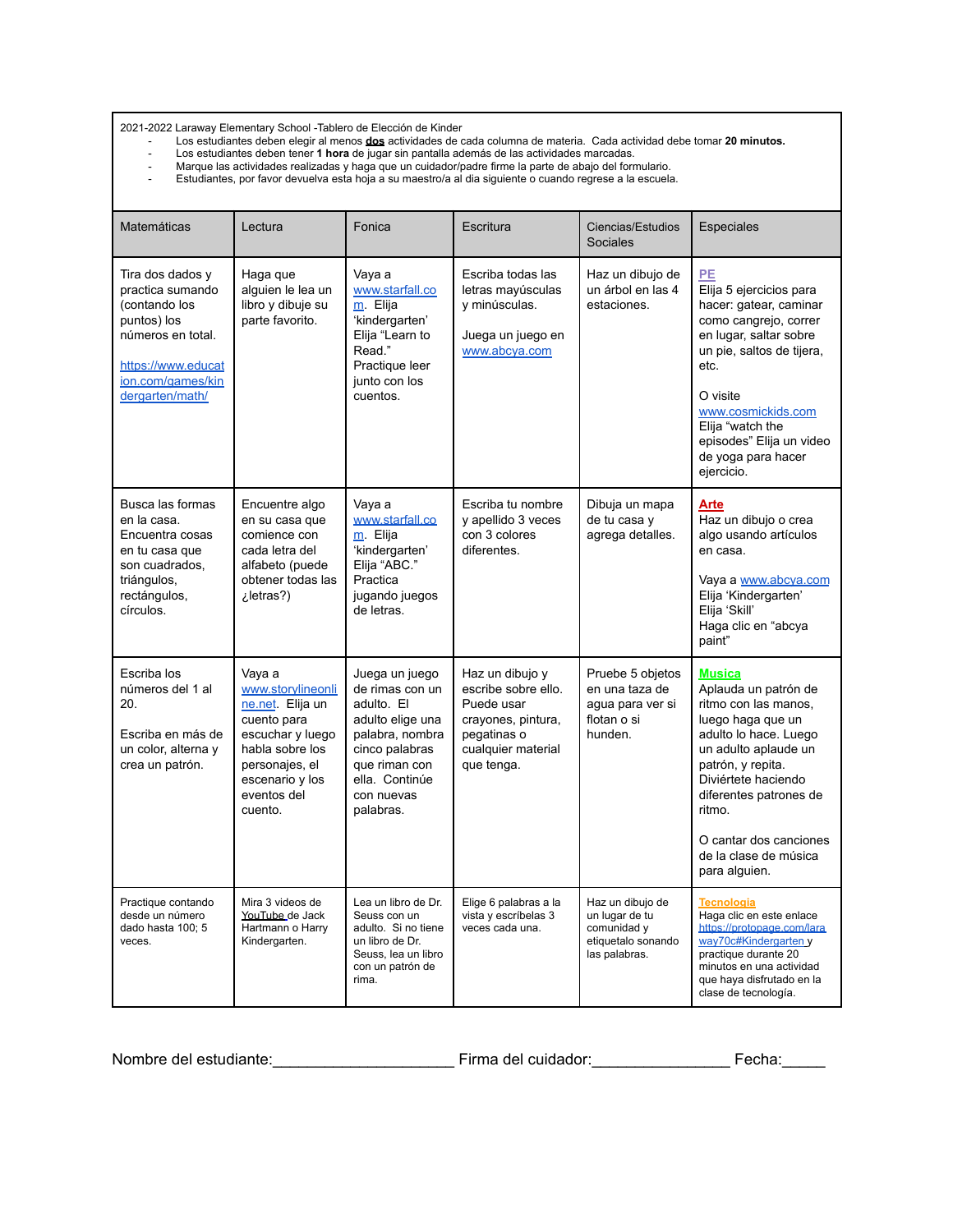2021-2022 Laraway Elementary School -Tablero de Elección de Kinder

- Los estudiantes deben elegir al menos **dos** actividades de cada columna de materia. Cada actividad debe tomar **20 minutos.**
- Los estudiantes deben tener **1 hora** de jugar sin pantalla además de las actividades marcadas.
- Marque las actividades realizadas y haga que un cuidador/padre firme la parte de abajo del formulario.
- Estudiantes, por favor devuelva esta hoja a su maestro/a al dia siguiente o cuando regrese a la escuela.

| Matemáticas | Lectura | Fonica | Escritura | Ciencias/Estudios Sociales | Especiales |
|---|---|---|---|---|---|
| Tira dos dados y practica sumando (contando los puntos) los números en total.<br><br>https://www.education.com/games/kindergarten/math/ | Haga que alguien le lea un libro y dibuje su parte favorito. | Vaya a www.starfall.com. Elija 'kindergarten' Elija "Learn to Read." Practique leer junto con los cuentos. | Escriba todas las letras mayúsculas y minúsculas.<br><br>Juega un juego en www.abcya.com | Haz un dibujo de un árbol en las 4 estaciones. | **PE**<br>Elija 5 ejercicios para hacer: gatear, caminar como cangrejo, correr en lugar, saltar sobre un pie, saltos de tijera, etc.<br><br>O visite www.cosmickids.com Elija "watch the episodes" Elija un video de yoga para hacer ejercicio. |
| Busca las formas en la casa. Encuentra cosas en tu casa que son cuadrados, triángulos, rectángulos, círculos. | Encuentre algo en su casa que comience con cada letra del alfabeto (puede obtener todas las ¿letras?) | Vaya a www.starfall.com. Elija 'kindergarten' Elija "ABC." Practica jugando juegos de letras. | Escriba tu nombre y apellido 3 veces con 3 colores diferentes. | Dibuja un mapa de tu casa y agrega detalles. | **Arte**<br>Haz un dibujo o crea algo usando artículos en casa.<br><br>Vaya a www.abcya.com Elija 'Kindergarten' Elija 'Skill' Haga clic en "abcya paint" |
| Escriba los números del 1 al 20.<br><br>Escriba en más de un color, alterna y crea un patrón. | Vaya a www.storylineonline.net. Elija un cuento para escuchar y luego habla sobre los personajes, el escenario y los eventos del cuento. | Juega un juego de rimas con un adulto. El adulto elige una palabra, nombra cinco palabras que riman con ella. Continúe con nuevas palabras. | Haz un dibujo y escribe sobre ello. Puede usar crayones, pintura, pegatinas o cualquier material que tenga. | Pruebe 5 objetos en una taza de agua para ver si flotan o si hunden. | **Musica**<br>Aplauda un patrón de ritmo con las manos, luego haga que un adulto lo hace. Luego un adulto aplaude un patrón, y repita. Diviértete haciendo diferentes patrones de ritmo.<br><br>O cantar dos canciones de la clase de música para alguien. |
| Practique contando desde un número dado hasta 100; 5 veces. | Mira 3 videos de YouTube de Jack Hartmann o Harry Kindergarten. | Lea un libro de Dr. Seuss con un adulto. Si no tiene un libro de Dr. Seuss, lea un libro con un patrón de rima. | Elige 6 palabras a la vista y escribelas 3 veces cada una. | Haz un dibujo de un lugar de tu comunidad y etiquetalo sonando las palabras. | **Tecnología**<br>Haga clic en este enlace https://protopage.com/laraway70c#Kindergarten y practique durante 20 minutos en una actividad que haya disfrutado en la clase de tecnología. |

Nombre del estudiante:_____________________ Firma del cuidador:________________ Fecha:_____